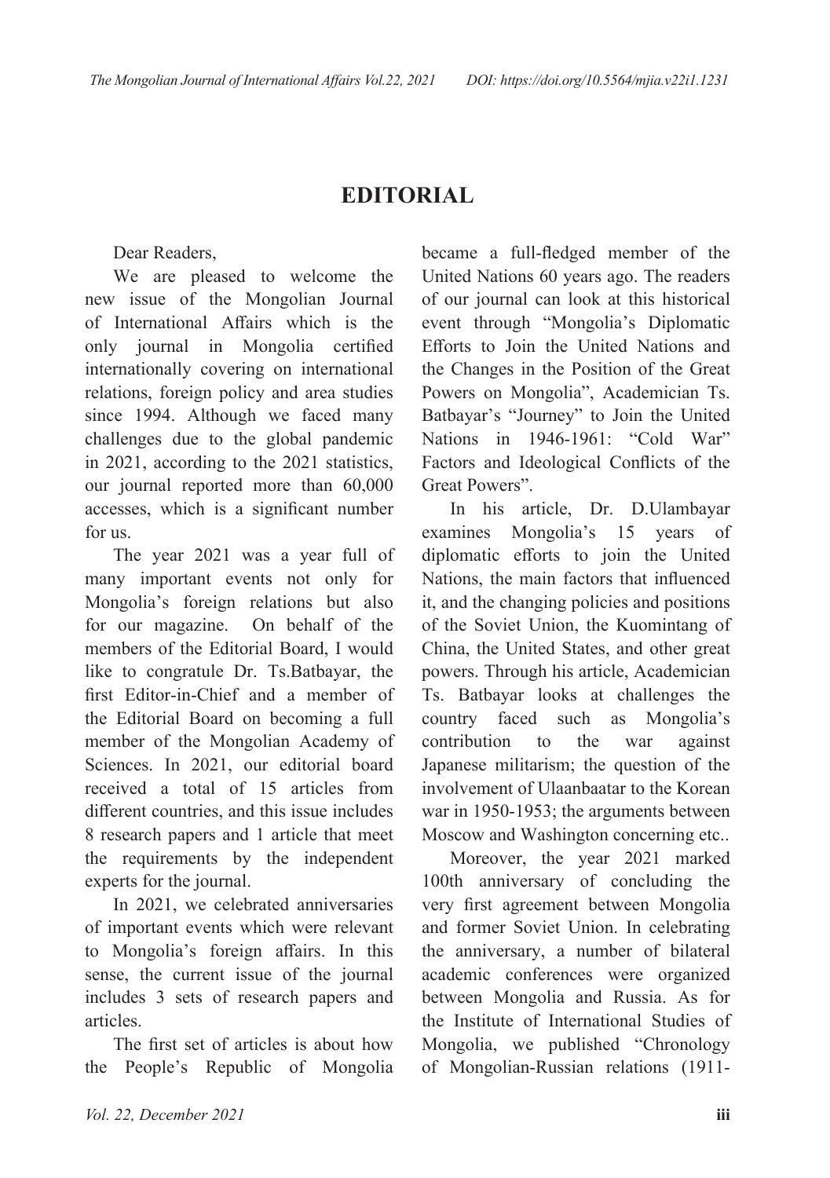# EDITORIAL

Dear Readers,

We are pleased to welcome the new issue of the Mongolian Journal of International Affairs which is the only journal in Mongolia certified internationally covering on international relations, foreign policy and area studies since 1994. Although we faced many challenges due to the global pandemic in 2021, according to the 2021 statistics, our journal reported more than 60,000 accesses, which is a significant number for us.

The year 2021 was a year full of many important events not only for Mongolia's foreign relations but also for our magazine. On behalf of the members of the Editorial Board, I would like to congratule Dr. Ts.Batbayar, the first Editor-in-Chief and a member of the Editorial Board on becoming a full member of the Mongolian Academy of Sciences. In 2021, our editorial board received a total of 15 articles from different countries, and this issue includes 8 research papers and 1 article that meet the requirements by the independent experts for the journal.

In 2021, we celebrated anniversaries of important events which were relevant to Mongolia's foreign affairs. In this sense, the current issue of the journal includes 3 sets of research papers and articles.

The first set of articles is about how the People's Republic of Mongolia became a full-fledged member of the United Nations 60 years ago. The readers of our journal can look at this historical event through "Mongolia's Diplomatic Efforts to Join the United Nations and the Changes in the Position of the Great Powers on Mongolia", Academician Ts. Batbayar's "Journey" to Join the United Nations in 1946-1961: "Cold War" Factors and Ideological Conflicts of the Great Powers".

In his article, Dr. D.Ulambayar examines Mongolia's 15 years of diplomatic efforts to join the United Nations, the main factors that influenced it, and the changing policies and positions of the Soviet Union, the Kuomintang of China, the United States, and other great powers. Through his article, Academician Ts. Batbayar looks at challenges the country faced such as Mongolia's contribution to the war against Japanese militarism; the question of the involvement of Ulaanbaatar to the Korean war in 1950-1953; the arguments between Moscow and Washington concerning etc..

Moreover, the year 2021 marked 100th anniversary of concluding the very first agreement between Mongolia and former Soviet Union. In celebrating the anniversary, a number of bilateral academic conferences were organized between Mongolia and Russia. As for the Institute of International Studies of Mongolia, we published "Chronology of Mongolian-Russian relations (1911-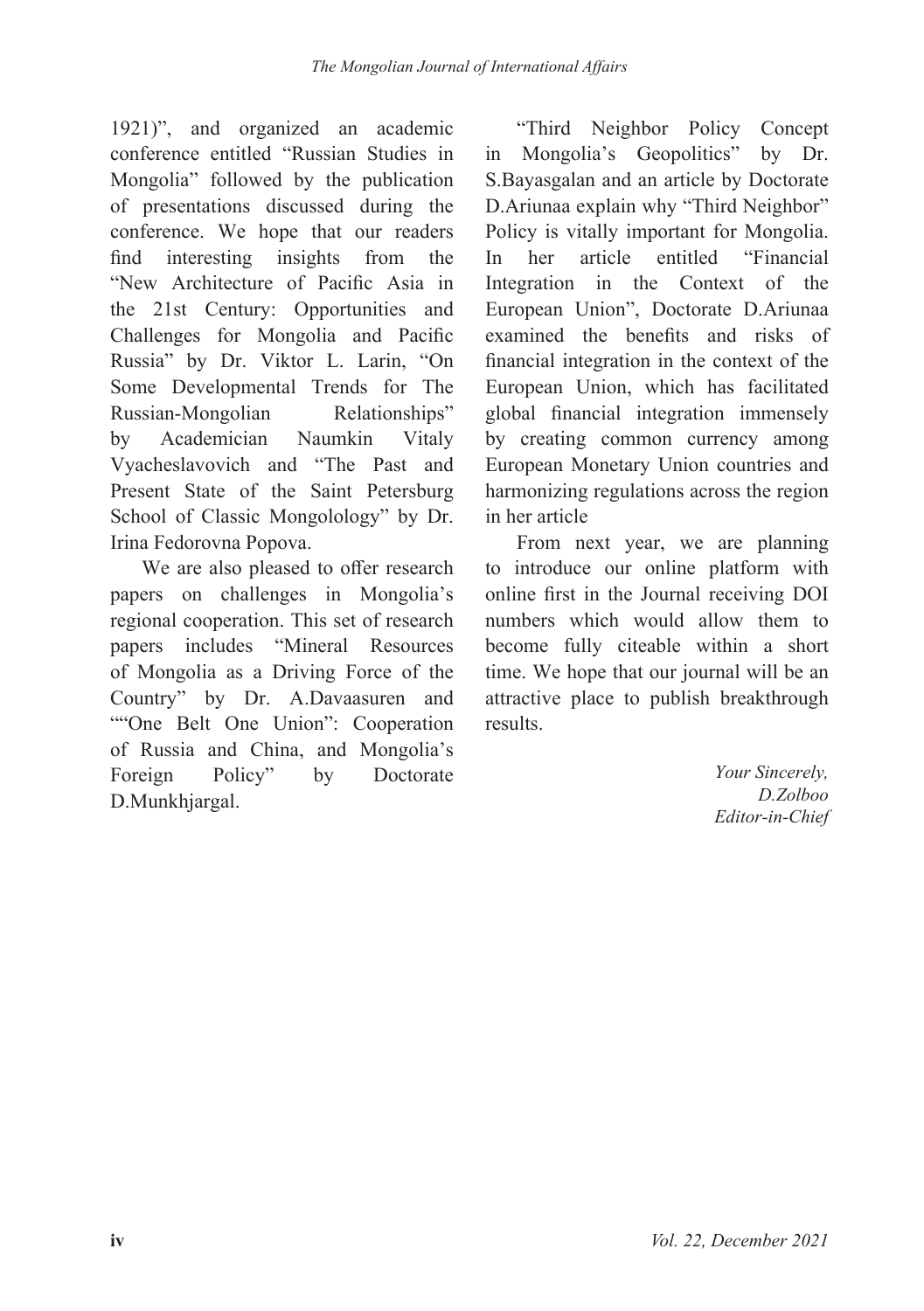1921)", and organized an academic conference entitled "Russian Studies in Mongolia" followed by the publication of presentations discussed during the conference. We hope that our readers find interesting insights from the "New Architecture of Pacific Asia in the 21st Century: Opportunities and Challenges for Mongolia and Pacific Russia" by Dr. Viktor L. Larin, "On Some Developmental Trends for The Russian-Mongolian Relationships" by Academician Naumkin Vitaly Vyacheslavovich and "The Past and Present State of the Saint Petersburg School of Classic Mongolology" by Dr. Irina Fedorovna Popova.

We are also pleased to offer research papers on challenges in Mongolia's regional cooperation. This set of research papers includes "Mineral Resources of Mongolia as a Driving Force of the Country" by Dr. A.Davaasuren and ""One Belt One Union": Cooperation of Russia and China, and Mongolia's Foreign Policy" by Doctorate D.Munkhjargal.

"Third Neighbor Policy Concept in Mongolia's Geopolitics" by Dr. S.Bayasgalan and an article by Doctorate D.Ariunaa explain why "Third Neighbor" Policy is vitally important for Mongolia. In her article entitled "Financial Integration in the Context of the European Union", Doctorate D.Ariunaa examined the benefits and risks of financial integration in the context of the European Union, which has facilitated global financial integration immensely by creating common currency among European Monetary Union countries and harmonizing regulations across the region in her article

From next year, we are planning to introduce our online platform with online first in the Journal receiving DOI numbers which would allow them to become fully citeable within a short time. We hope that our journal will be an attractive place to publish breakthrough results.

*Your Sincerely,*
*D.Zolboo*
*Editor-in-Chief*